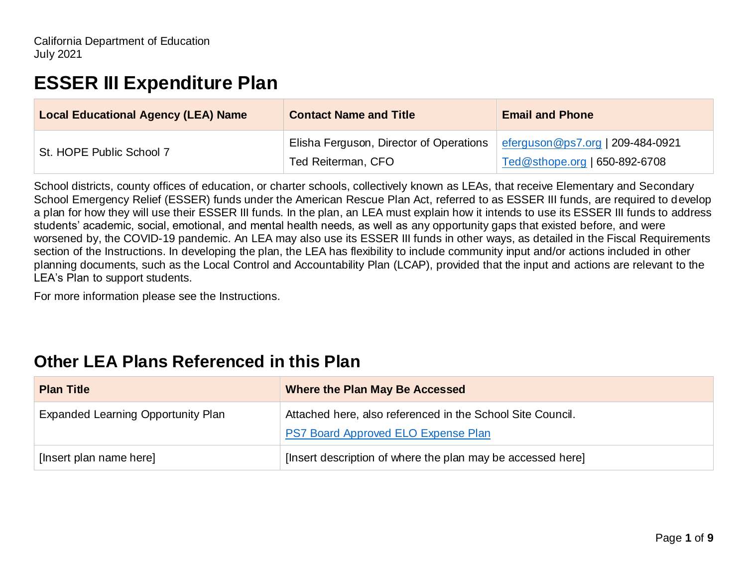California Department of Education
July 2021

# ESSER III Expenditure Plan

| Local Educational Agency (LEA) Name | Contact Name and Title | Email and Phone |
| --- | --- | --- |
| St. HOPE Public School 7 | Elisha Ferguson, Director of Operations<br>Ted Reiterman, CFO | eferguson@ps7.org \| 209-484-0921<br>Ted@sthope.org \| 650-892-6708 |

School districts, county offices of education, or charter schools, collectively known as LEAs, that receive Elementary and Secondary School Emergency Relief (ESSER) funds under the American Rescue Plan Act, referred to as ESSER III funds, are required to develop a plan for how they will use their ESSER III funds. In the plan, an LEA must explain how it intends to use its ESSER III funds to address students' academic, social, emotional, and mental health needs, as well as any opportunity gaps that existed before, and were worsened by, the COVID-19 pandemic. An LEA may also use its ESSER III funds in other ways, as detailed in the Fiscal Requirements section of the Instructions. In developing the plan, the LEA has flexibility to include community input and/or actions included in other planning documents, such as the Local Control and Accountability Plan (LCAP), provided that the input and actions are relevant to the LEA's Plan to support students.

For more information please see the Instructions.

## Other LEA Plans Referenced in this Plan

| Plan Title | Where the Plan May Be Accessed |
| --- | --- |
| Expanded Learning Opportunity Plan | Attached here, also referenced in the School Site Council.<br>PS7 Board Approved ELO Expense Plan |
| [Insert plan name here] | [Insert description of where the plan may be accessed here] |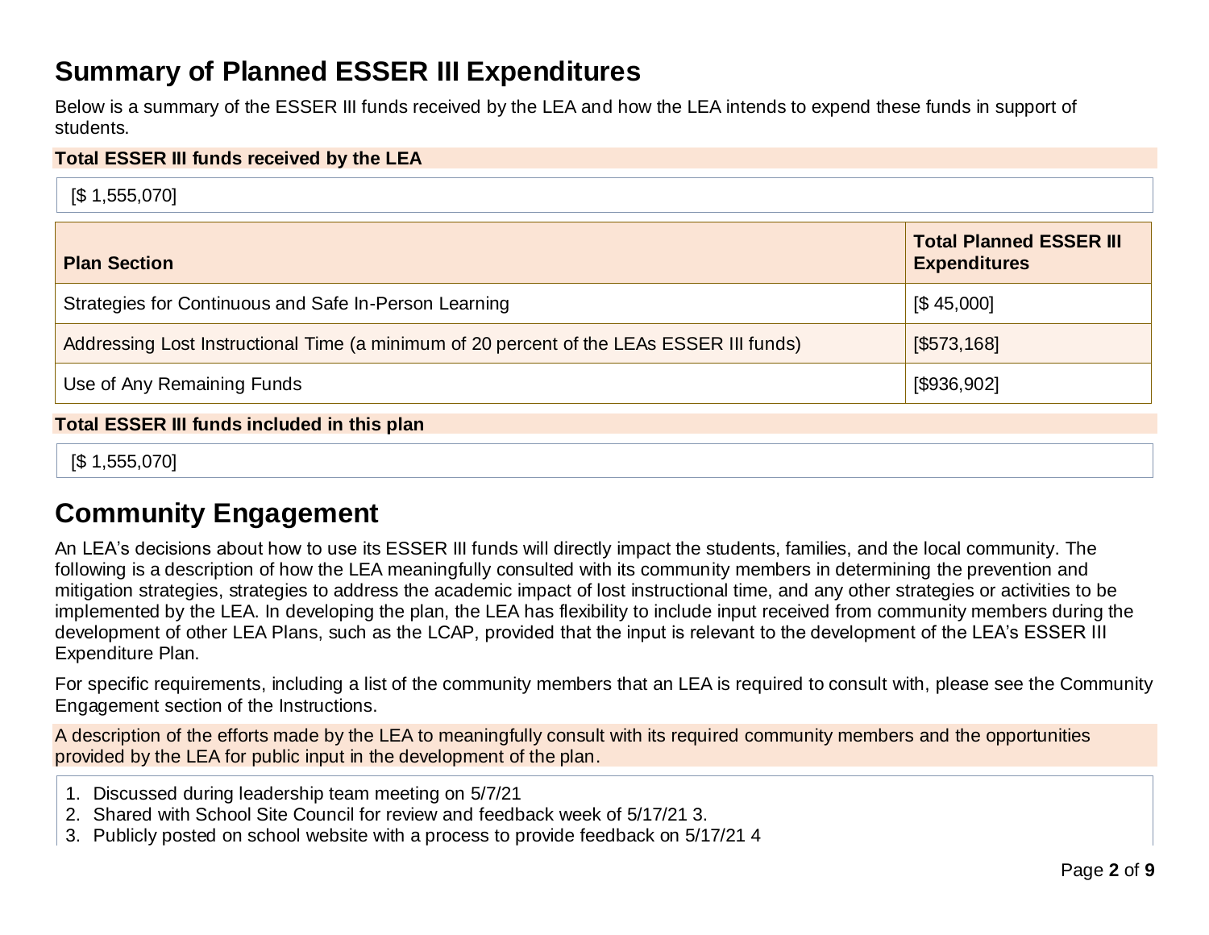# Summary of Planned ESSER III Expenditures

Below is a summary of the ESSER III funds received by the LEA and how the LEA intends to expend these funds in support of students.

**Total ESSER III funds received by the LEA**

[$ 1,555,070]

| Plan Section | Total Planned ESSER III Expenditures |
| --- | --- |
| Strategies for Continuous and Safe In-Person Learning | [$ 45,000] |
| Addressing Lost Instructional Time (a minimum of 20 percent of the LEAs ESSER III funds) | [$573,168] |
| Use of Any Remaining Funds | [$936,902] |

**Total ESSER III funds included in this plan**

[$ 1,555,070]

# Community Engagement

An LEA's decisions about how to use its ESSER III funds will directly impact the students, families, and the local community. The following is a description of how the LEA meaningfully consulted with its community members in determining the prevention and mitigation strategies, strategies to address the academic impact of lost instructional time, and any other strategies or activities to be implemented by the LEA. In developing the plan, the LEA has flexibility to include input received from community members during the development of other LEA Plans, such as the LCAP, provided that the input is relevant to the development of the LEA's ESSER III Expenditure Plan.

For specific requirements, including a list of the community members that an LEA is required to consult with, please see the Community Engagement section of the Instructions.

A description of the efforts made by the LEA to meaningfully consult with its required community members and the opportunities provided by the LEA for public input in the development of the plan.

1. Discussed during leadership team meeting on 5/7/21
2. Shared with School Site Council for review and feedback week of 5/17/21 3.
3. Publicly posted on school website with a process to provide feedback on 5/17/21 4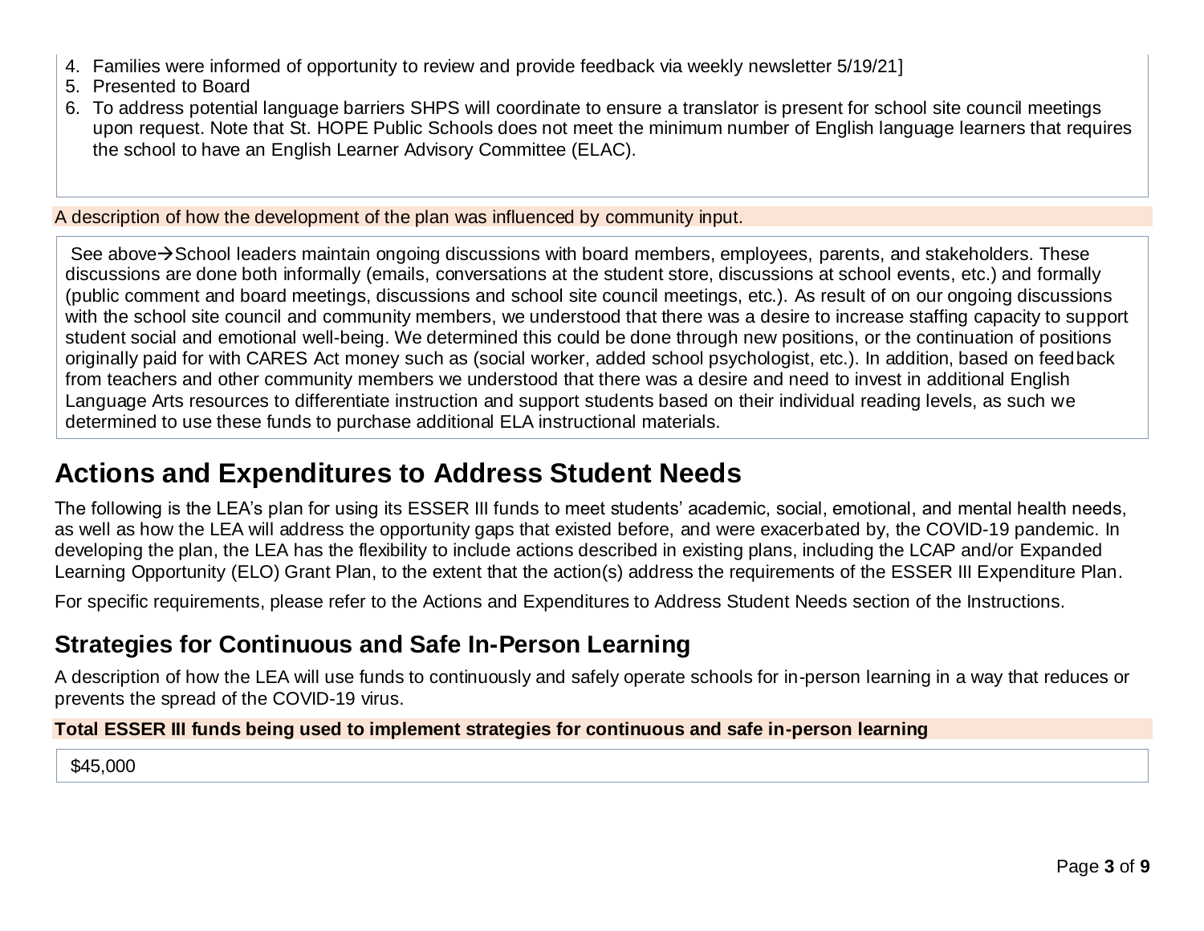4. Families were informed of opportunity to review and provide feedback via weekly newsletter 5/19/21]
5. Presented to Board
6. To address potential language barriers SHPS will coordinate to ensure a translator is present for school site council meetings upon request. Note that St. HOPE Public Schools does not meet the minimum number of English language learners that requires the school to have an English Learner Advisory Committee (ELAC).

A description of how the development of the plan was influenced by community input.

See above→School leaders maintain ongoing discussions with board members, employees, parents, and stakeholders. These discussions are done both informally (emails, conversations at the student store, discussions at school events, etc.) and formally (public comment and board meetings, discussions and school site council meetings, etc.). As result of on our ongoing discussions with the school site council and community members, we understood that there was a desire to increase staffing capacity to support student social and emotional well-being. We determined this could be done through new positions, or the continuation of positions originally paid for with CARES Act money such as (social worker, added school psychologist, etc.). In addition, based on feedback from teachers and other community members we understood that there was a desire and need to invest in additional English Language Arts resources to differentiate instruction and support students based on their individual reading levels, as such we determined to use these funds to purchase additional ELA instructional materials.

# Actions and Expenditures to Address Student Needs

The following is the LEA's plan for using its ESSER III funds to meet students' academic, social, emotional, and mental health needs, as well as how the LEA will address the opportunity gaps that existed before, and were exacerbated by, the COVID-19 pandemic. In developing the plan, the LEA has the flexibility to include actions described in existing plans, including the LCAP and/or Expanded Learning Opportunity (ELO) Grant Plan, to the extent that the action(s) address the requirements of the ESSER III Expenditure Plan.

For specific requirements, please refer to the Actions and Expenditures to Address Student Needs section of the Instructions.

## Strategies for Continuous and Safe In-Person Learning

A description of how the LEA will use funds to continuously and safely operate schools for in-person learning in a way that reduces or prevents the spread of the COVID-19 virus.

**Total ESSER III funds being used to implement strategies for continuous and safe in-person learning**

$45,000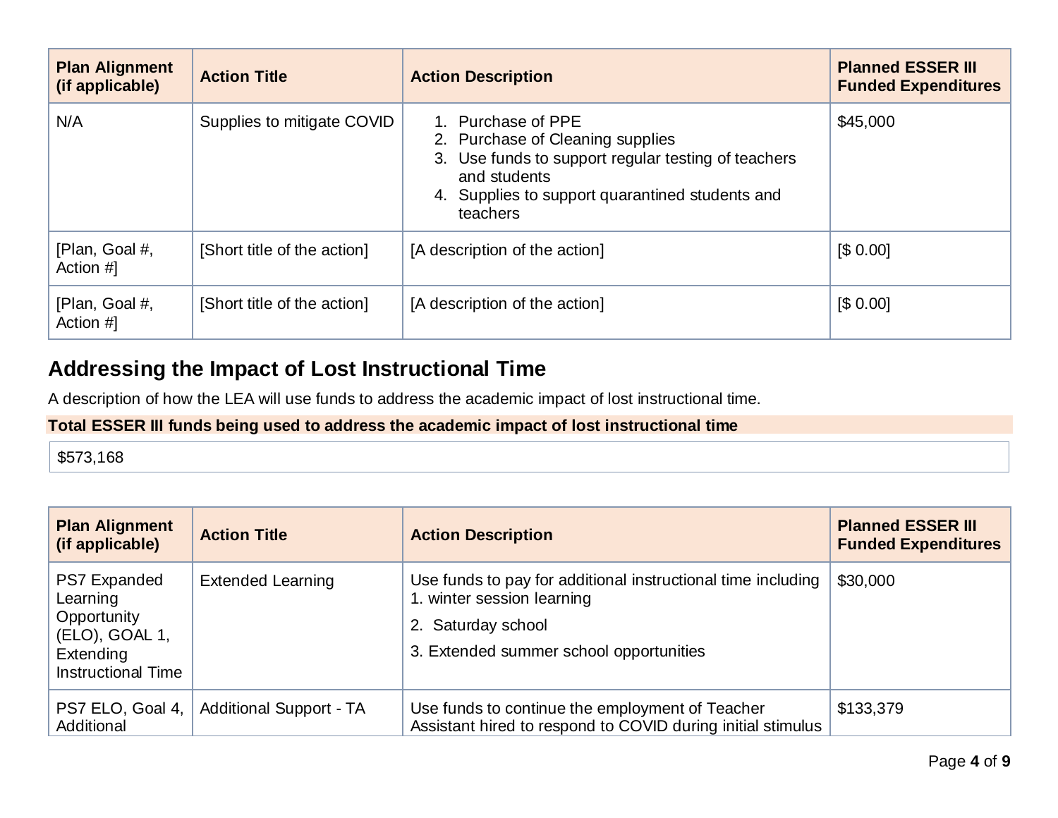| Plan Alignment (if applicable) | Action Title | Action Description | Planned ESSER III Funded Expenditures |
|---|---|---|---|
| N/A | Supplies to mitigate COVID | 1. Purchase of PPE<br>2. Purchase of Cleaning supplies<br>3. Use funds to support regular testing of teachers and students<br>4. Supplies to support quarantined students and teachers | $45,000 |
| [Plan, Goal #, Action #] | [Short title of the action] | [A description of the action] | [$ 0.00] |
| [Plan, Goal #, Action #] | [Short title of the action] | [A description of the action] | [$ 0.00] |

## Addressing the Impact of Lost Instructional Time

A description of how the LEA will use funds to address the academic impact of lost instructional time.

**Total ESSER III funds being used to address the academic impact of lost instructional time**

$573,168

| Plan Alignment (if applicable) | Action Title | Action Description | Planned ESSER III Funded Expenditures |
|---|---|---|---|
| PS7 Expanded Learning Opportunity (ELO), GOAL 1, Extending Instructional Time | Extended Learning | Use funds to pay for additional instructional time including<br>1. winter session learning<br>2. Saturday school<br>3. Extended summer school opportunities | $30,000 |
| PS7 ELO, Goal 4, Additional | Additional Support - TA | Use funds to continue the employment of Teacher Assistant hired to respond to COVID during initial stimulus | $133,379 |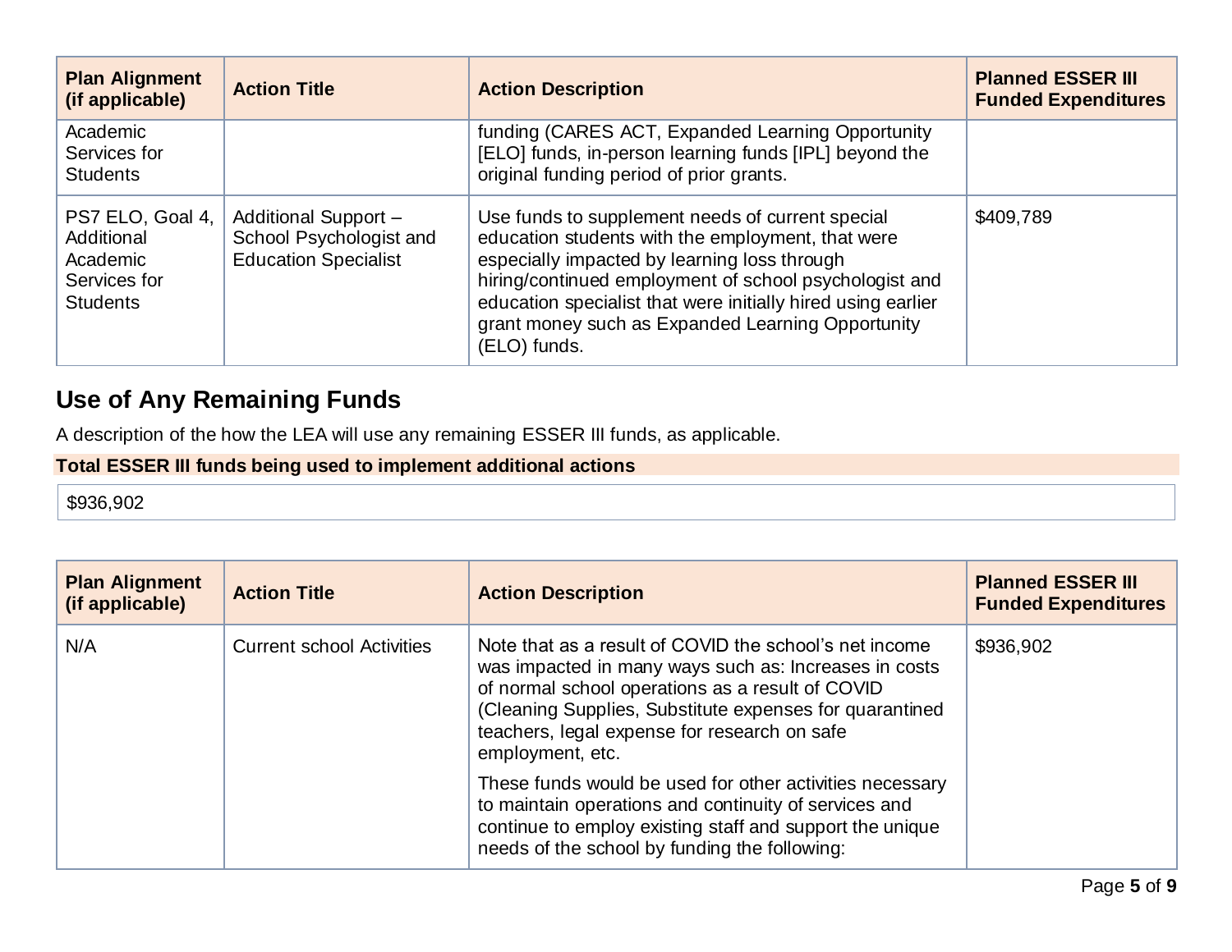| Plan Alignment (if applicable) | Action Title | Action Description | Planned ESSER III Funded Expenditures |
|---|---|---|---|
| Academic Services for Students | | funding (CARES ACT, Expanded Learning Opportunity [ELO] funds, in-person learning funds [IPL] beyond the original funding period of prior grants. | |
| PS7 ELO, Goal 4, Additional Academic Services for Students | Additional Support – School Psychologist and Education Specialist | Use funds to supplement needs of current special education students with the employment, that were especially impacted by learning loss through hiring/continued employment of school psychologist and education specialist that were initially hired using earlier grant money such as Expanded Learning Opportunity (ELO) funds. | $409,789 |

## Use of Any Remaining Funds

A description of the how the LEA will use any remaining ESSER III funds, as applicable.

**Total ESSER III funds being used to implement additional actions**

$936,902

| Plan Alignment (if applicable) | Action Title | Action Description | Planned ESSER III Funded Expenditures |
|---|---|---|---|
| N/A | Current school Activities | Note that as a result of COVID the school's net income was impacted in many ways such as: Increases in costs of normal school operations as a result of COVID (Cleaning Supplies, Substitute expenses for quarantined teachers, legal expense for research on safe employment, etc.<br><br>These funds would be used for other activities necessary to maintain operations and continuity of services and continue to employ existing staff and support the unique needs of the school by funding the following: | $936,902 |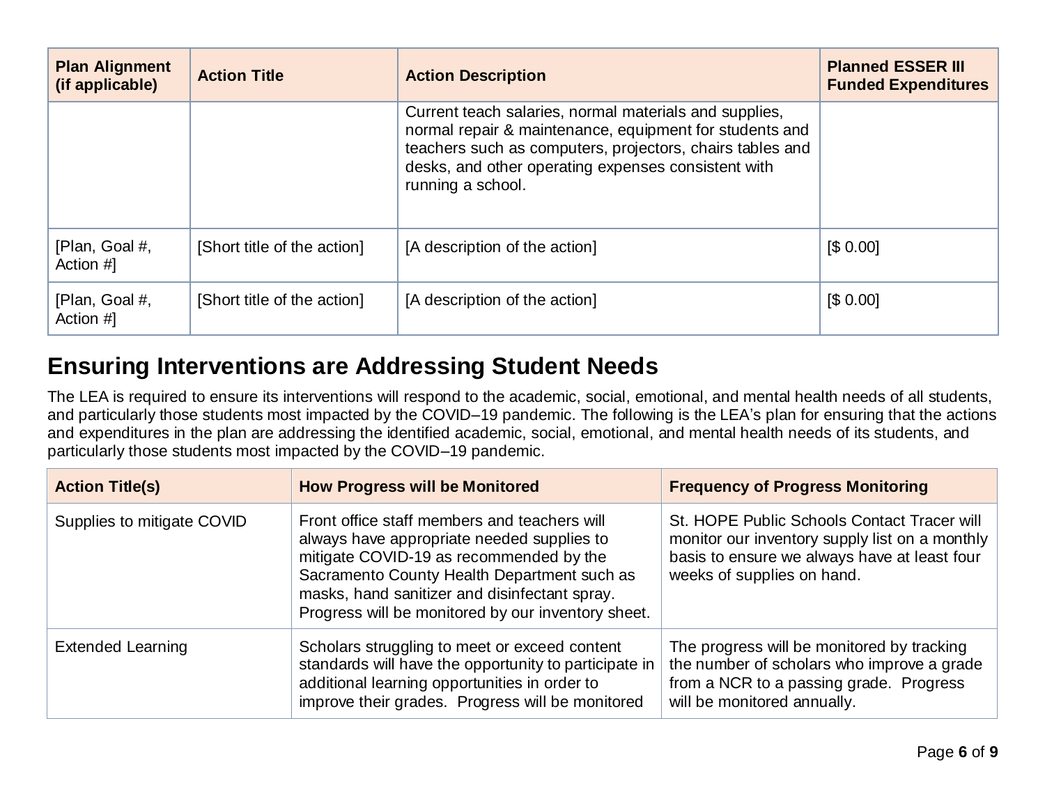| Plan Alignment (if applicable) | Action Title | Action Description | Planned ESSER III Funded Expenditures |
|---|---|---|---|
| | | Current teach salaries, normal materials and supplies, normal repair & maintenance, equipment for students and teachers such as computers, projectors, chairs tables and desks, and other operating expenses consistent with running a school. | |
| [Plan, Goal #, Action #] | [Short title of the action] | [A description of the action] | [$ 0.00] |
| [Plan, Goal #, Action #] | [Short title of the action] | [A description of the action] | [$ 0.00] |

## Ensuring Interventions are Addressing Student Needs

The LEA is required to ensure its interventions will respond to the academic, social, emotional, and mental health needs of all students, and particularly those students most impacted by the COVID–19 pandemic. The following is the LEA's plan for ensuring that the actions and expenditures in the plan are addressing the identified academic, social, emotional, and mental health needs of its students, and particularly those students most impacted by the COVID–19 pandemic.

| Action Title(s) | How Progress will be Monitored | Frequency of Progress Monitoring |
|---|---|---|
| Supplies to mitigate COVID | Front office staff members and teachers will always have appropriate needed supplies to mitigate COVID-19 as recommended by the Sacramento County Health Department such as masks, hand sanitizer and disinfectant spray. Progress will be monitored by our inventory sheet. | St. HOPE Public Schools Contact Tracer will monitor our inventory supply list on a monthly basis to ensure we always have at least four weeks of supplies on hand. |
| Extended Learning | Scholars struggling to meet or exceed content standards will have the opportunity to participate in additional learning opportunities in order to improve their grades. Progress will be monitored | The progress will be monitored by tracking the number of scholars who improve a grade from a NCR to a passing grade. Progress will be monitored annually. |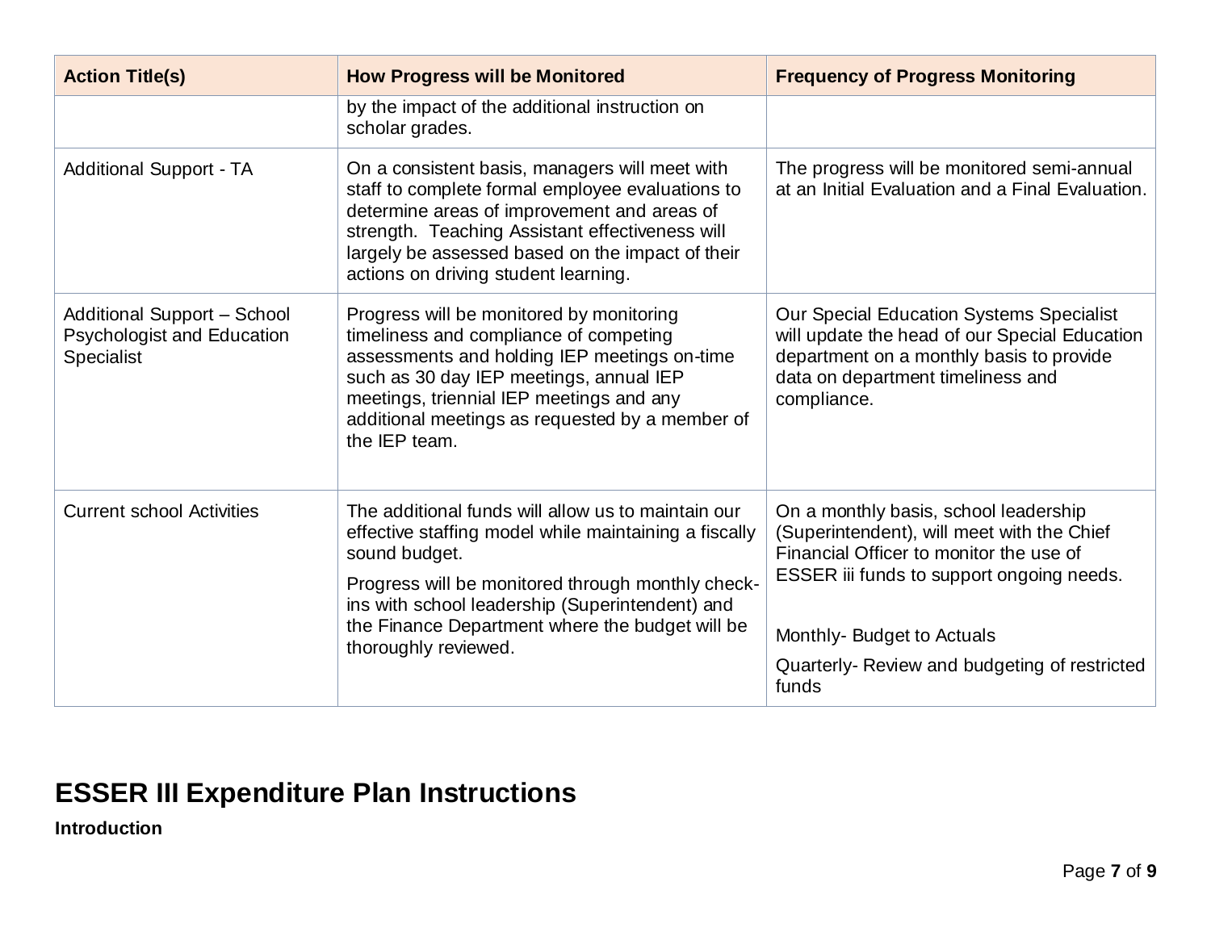| Action Title(s) | How Progress will be Monitored | Frequency of Progress Monitoring |
|---|---|---|
| | by the impact of the additional instruction on scholar grades. | |
| Additional Support - TA | On a consistent basis, managers will meet with staff to complete formal employee evaluations to determine areas of improvement and areas of strength. Teaching Assistant effectiveness will largely be assessed based on the impact of their actions on driving student learning. | The progress will be monitored semi-annual at an Initial Evaluation and a Final Evaluation. |
| Additional Support – School Psychologist and Education Specialist | Progress will be monitored by monitoring timeliness and compliance of competing assessments and holding IEP meetings on-time such as 30 day IEP meetings, annual IEP meetings, triennial IEP meetings and any additional meetings as requested by a member of the IEP team. | Our Special Education Systems Specialist will update the head of our Special Education department on a monthly basis to provide data on department timeliness and compliance. |
| Current school Activities | The additional funds will allow us to maintain our effective staffing model while maintaining a fiscally sound budget.<br><br>Progress will be monitored through monthly check-ins with school leadership (Superintendent) and the Finance Department where the budget will be thoroughly reviewed. | On a monthly basis, school leadership (Superintendent), will meet with the Chief Financial Officer to monitor the use of ESSER iii funds to support ongoing needs.<br><br>Monthly- Budget to Actuals<br><br>Quarterly- Review and budgeting of restricted funds |

# ESSER III Expenditure Plan Instructions

**Introduction**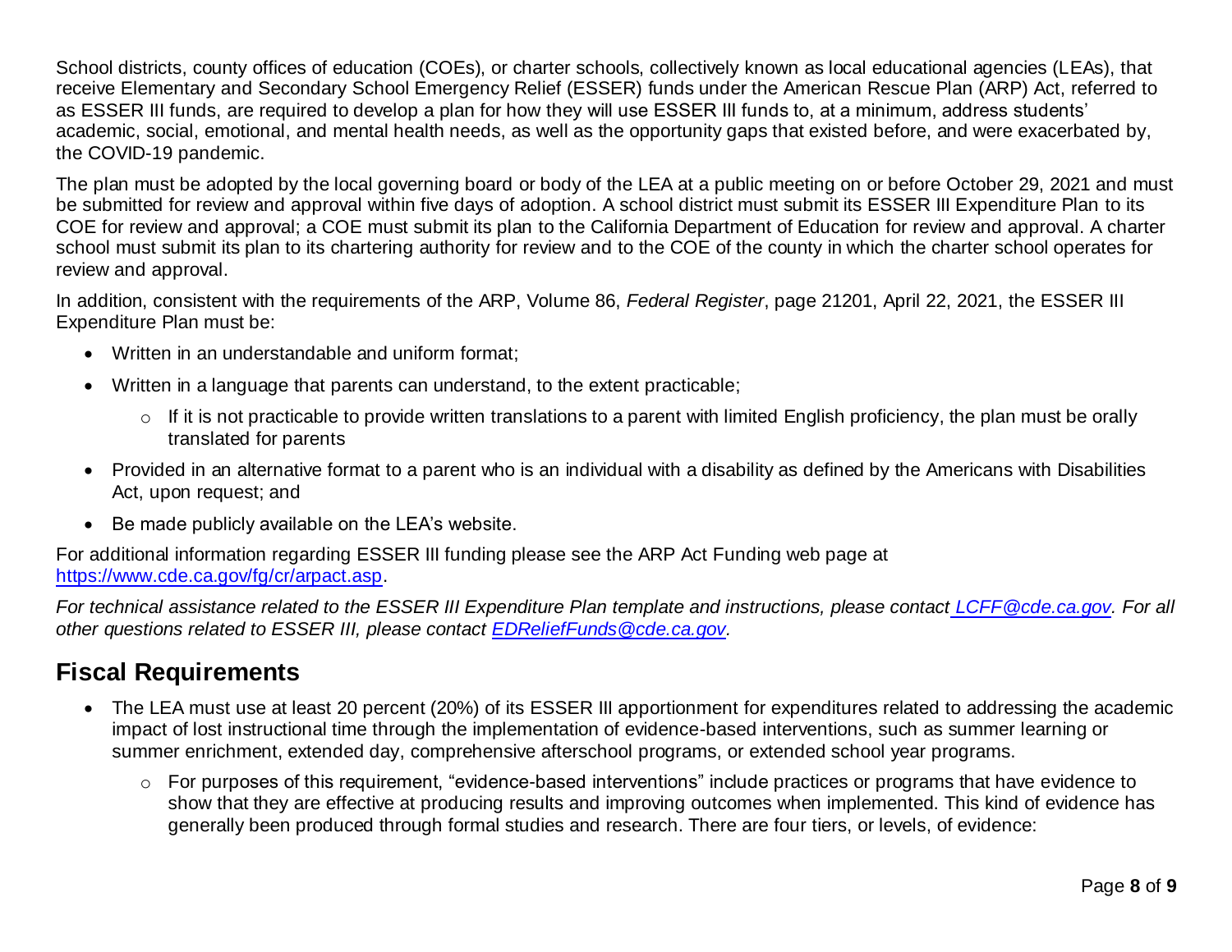School districts, county offices of education (COEs), or charter schools, collectively known as local educational agencies (LEAs), that receive Elementary and Secondary School Emergency Relief (ESSER) funds under the American Rescue Plan (ARP) Act, referred to as ESSER III funds, are required to develop a plan for how they will use ESSER III funds to, at a minimum, address students' academic, social, emotional, and mental health needs, as well as the opportunity gaps that existed before, and were exacerbated by, the COVID-19 pandemic.

The plan must be adopted by the local governing board or body of the LEA at a public meeting on or before October 29, 2021 and must be submitted for review and approval within five days of adoption. A school district must submit its ESSER III Expenditure Plan to its COE for review and approval; a COE must submit its plan to the California Department of Education for review and approval. A charter school must submit its plan to its chartering authority for review and to the COE of the county in which the charter school operates for review and approval.

In addition, consistent with the requirements of the ARP, Volume 86, *Federal Register*, page 21201, April 22, 2021, the ESSER III Expenditure Plan must be:

- Written in an understandable and uniform format;
- Written in a language that parents can understand, to the extent practicable;
  - If it is not practicable to provide written translations to a parent with limited English proficiency, the plan must be orally translated for parents
- Provided in an alternative format to a parent who is an individual with a disability as defined by the Americans with Disabilities Act, upon request; and
- Be made publicly available on the LEA's website.

For additional information regarding ESSER III funding please see the ARP Act Funding web page at https://www.cde.ca.gov/fg/cr/arpact.asp.

*For technical assistance related to the ESSER III Expenditure Plan template and instructions, please contact LCFF@cde.ca.gov. For all other questions related to ESSER III, please contact EDReliefFunds@cde.ca.gov.*

## Fiscal Requirements

- The LEA must use at least 20 percent (20%) of its ESSER III apportionment for expenditures related to addressing the academic impact of lost instructional time through the implementation of evidence-based interventions, such as summer learning or summer enrichment, extended day, comprehensive afterschool programs, or extended school year programs.
  - For purposes of this requirement, "evidence-based interventions" include practices or programs that have evidence to show that they are effective at producing results and improving outcomes when implemented. This kind of evidence has generally been produced through formal studies and research. There are four tiers, or levels, of evidence: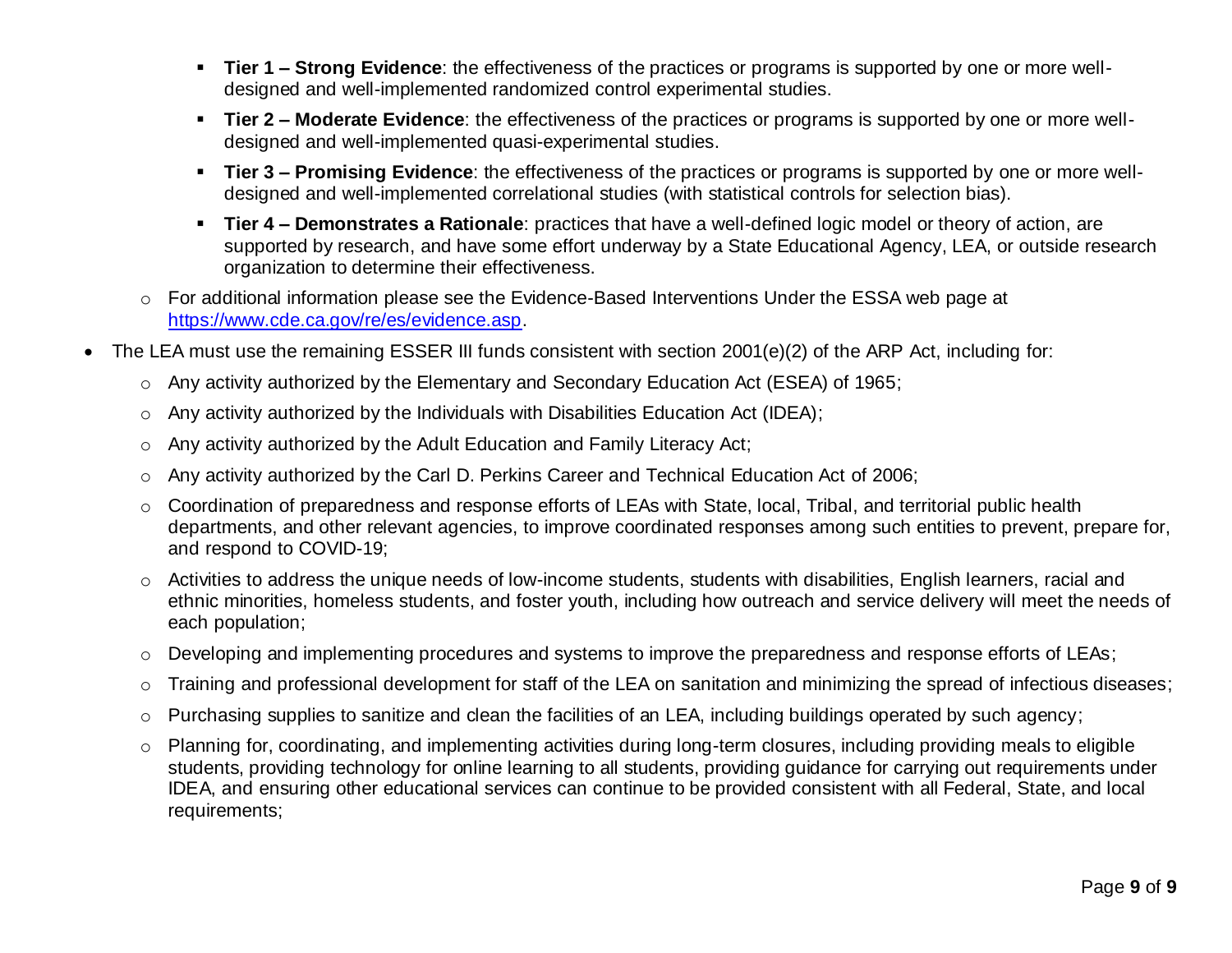- **Tier 1 – Strong Evidence**: the effectiveness of the practices or programs is supported by one or more well-designed and well-implemented randomized control experimental studies.
        - **Tier 2 – Moderate Evidence**: the effectiveness of the practices or programs is supported by one or more well-designed and well-implemented quasi-experimental studies.
        - **Tier 3 – Promising Evidence**: the effectiveness of the practices or programs is supported by one or more well-designed and well-implemented correlational studies (with statistical controls for selection bias).
        - **Tier 4 – Demonstrates a Rationale**: practices that have a well-defined logic model or theory of action, are supported by research, and have some effort underway by a State Educational Agency, LEA, or outside research organization to determine their effectiveness.
    - For additional information please see the Evidence-Based Interventions Under the ESSA web page at [https://www.cde.ca.gov/re/es/evidence.asp](https://www.cde.ca.gov/re/es/evidence.asp).
- The LEA must use the remaining ESSER III funds consistent with section 2001(e)(2) of the ARP Act, including for:
    - Any activity authorized by the Elementary and Secondary Education Act (ESEA) of 1965;
    - Any activity authorized by the Individuals with Disabilities Education Act (IDEA);
    - Any activity authorized by the Adult Education and Family Literacy Act;
    - Any activity authorized by the Carl D. Perkins Career and Technical Education Act of 2006;
    - Coordination of preparedness and response efforts of LEAs with State, local, Tribal, and territorial public health departments, and other relevant agencies, to improve coordinated responses among such entities to prevent, prepare for, and respond to COVID-19;
    - Activities to address the unique needs of low-income students, students with disabilities, English learners, racial and ethnic minorities, homeless students, and foster youth, including how outreach and service delivery will meet the needs of each population;
    - Developing and implementing procedures and systems to improve the preparedness and response efforts of LEAs;
    - Training and professional development for staff of the LEA on sanitation and minimizing the spread of infectious diseases;
    - Purchasing supplies to sanitize and clean the facilities of an LEA, including buildings operated by such agency;
    - Planning for, coordinating, and implementing activities during long-term closures, including providing meals to eligible students, providing technology for online learning to all students, providing guidance for carrying out requirements under IDEA, and ensuring other educational services can continue to be provided consistent with all Federal, State, and local requirements;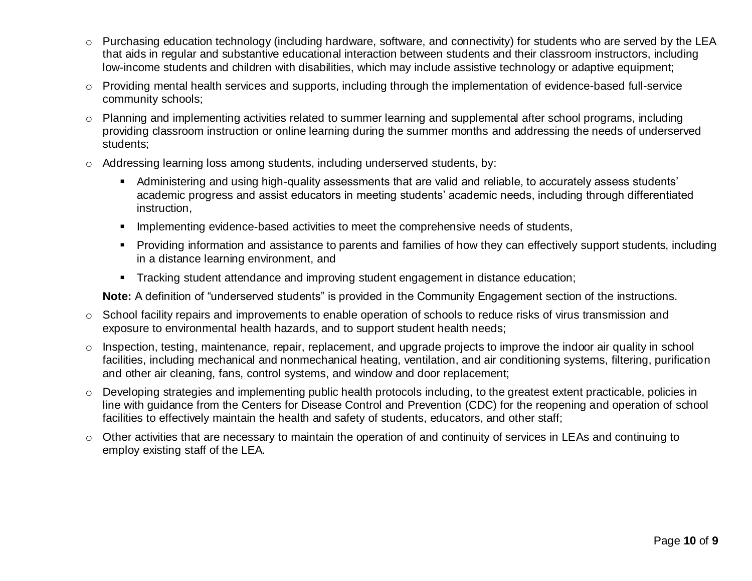- Purchasing education technology (including hardware, software, and connectivity) for students who are served by the LEA that aids in regular and substantive educational interaction between students and their classroom instructors, including low-income students and children with disabilities, which may include assistive technology or adaptive equipment;
- Providing mental health services and supports, including through the implementation of evidence-based full-service community schools;
- Planning and implementing activities related to summer learning and supplemental after school programs, including providing classroom instruction or online learning during the summer months and addressing the needs of underserved students;
- Addressing learning loss among students, including underserved students, by:
  - Administering and using high-quality assessments that are valid and reliable, to accurately assess students' academic progress and assist educators in meeting students' academic needs, including through differentiated instruction,
  - Implementing evidence-based activities to meet the comprehensive needs of students,
  - Providing information and assistance to parents and families of how they can effectively support students, including in a distance learning environment, and
  - Tracking student attendance and improving student engagement in distance education;

  **Note:** A definition of "underserved students" is provided in the Community Engagement section of the instructions.
- School facility repairs and improvements to enable operation of schools to reduce risks of virus transmission and exposure to environmental health hazards, and to support student health needs;
- Inspection, testing, maintenance, repair, replacement, and upgrade projects to improve the indoor air quality in school facilities, including mechanical and nonmechanical heating, ventilation, and air conditioning systems, filtering, purification and other air cleaning, fans, control systems, and window and door replacement;
- Developing strategies and implementing public health protocols including, to the greatest extent practicable, policies in line with guidance from the Centers for Disease Control and Prevention (CDC) for the reopening and operation of school facilities to effectively maintain the health and safety of students, educators, and other staff;
- Other activities that are necessary to maintain the operation of and continuity of services in LEAs and continuing to employ existing staff of the LEA.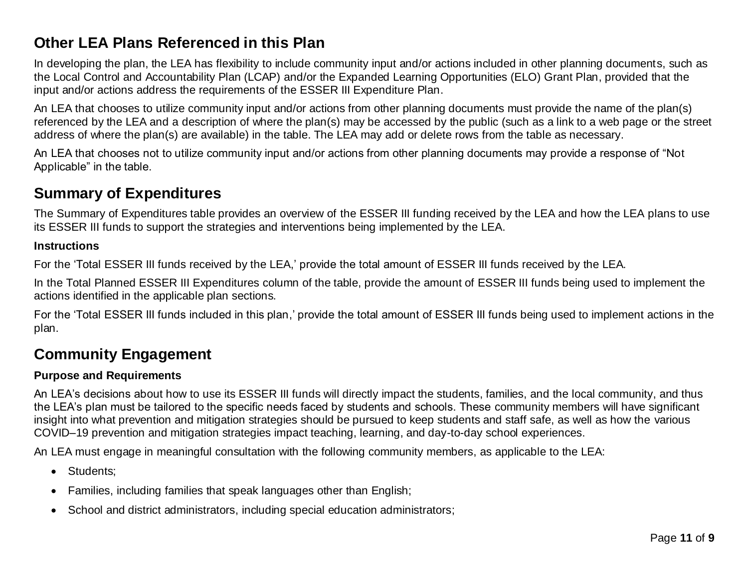## Other LEA Plans Referenced in this Plan

In developing the plan, the LEA has flexibility to include community input and/or actions included in other planning documents, such as the Local Control and Accountability Plan (LCAP) and/or the Expanded Learning Opportunities (ELO) Grant Plan, provided that the input and/or actions address the requirements of the ESSER III Expenditure Plan.

An LEA that chooses to utilize community input and/or actions from other planning documents must provide the name of the plan(s) referenced by the LEA and a description of where the plan(s) may be accessed by the public (such as a link to a web page or the street address of where the plan(s) are available) in the table. The LEA may add or delete rows from the table as necessary.

An LEA that chooses not to utilize community input and/or actions from other planning documents may provide a response of "Not Applicable" in the table.

## Summary of Expenditures

The Summary of Expenditures table provides an overview of the ESSER III funding received by the LEA and how the LEA plans to use its ESSER III funds to support the strategies and interventions being implemented by the LEA.

**Instructions**

For the 'Total ESSER III funds received by the LEA,' provide the total amount of ESSER III funds received by the LEA.

In the Total Planned ESSER III Expenditures column of the table, provide the amount of ESSER III funds being used to implement the actions identified in the applicable plan sections.

For the 'Total ESSER III funds included in this plan,' provide the total amount of ESSER III funds being used to implement actions in the plan.

## Community Engagement

**Purpose and Requirements**

An LEA's decisions about how to use its ESSER III funds will directly impact the students, families, and the local community, and thus the LEA's plan must be tailored to the specific needs faced by students and schools. These community members will have significant insight into what prevention and mitigation strategies should be pursued to keep students and staff safe, as well as how the various COVID–19 prevention and mitigation strategies impact teaching, learning, and day-to-day school experiences.

An LEA must engage in meaningful consultation with the following community members, as applicable to the LEA:

- Students;
- Families, including families that speak languages other than English;
- School and district administrators, including special education administrators;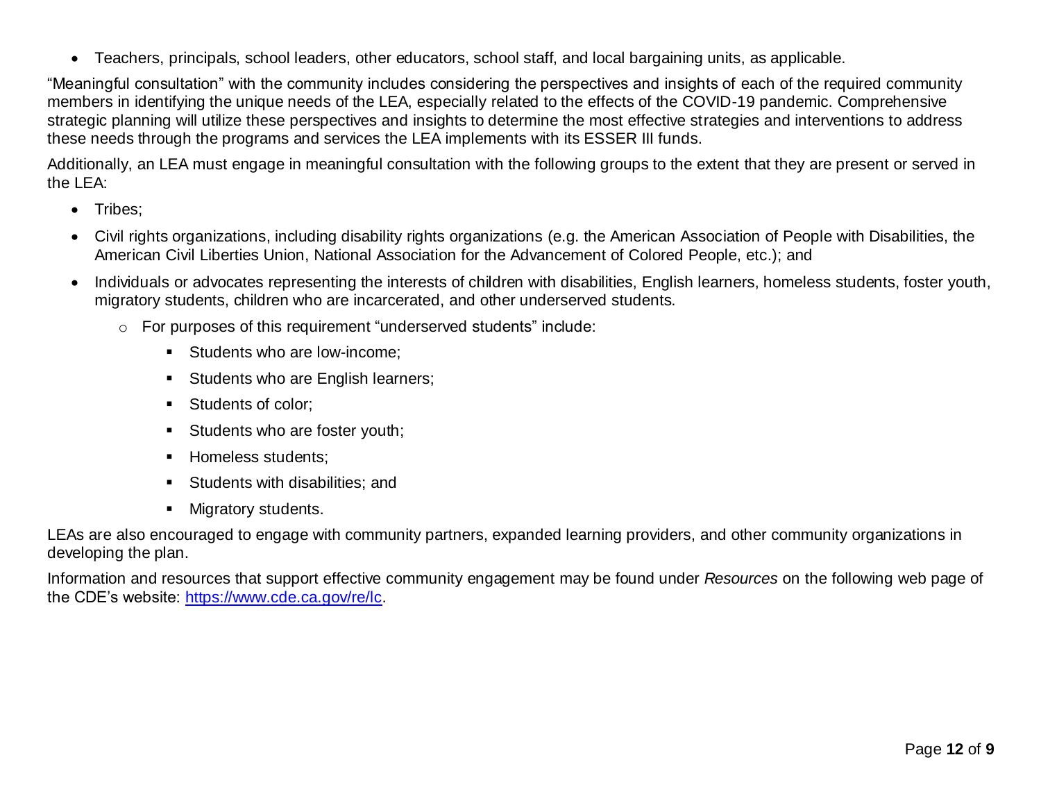- Teachers, principals, school leaders, other educators, school staff, and local bargaining units, as applicable.

"Meaningful consultation" with the community includes considering the perspectives and insights of each of the required community members in identifying the unique needs of the LEA, especially related to the effects of the COVID-19 pandemic. Comprehensive strategic planning will utilize these perspectives and insights to determine the most effective strategies and interventions to address these needs through the programs and services the LEA implements with its ESSER III funds.

Additionally, an LEA must engage in meaningful consultation with the following groups to the extent that they are present or served in the LEA:

- Tribes;
- Civil rights organizations, including disability rights organizations (e.g. the American Association of People with Disabilities, the American Civil Liberties Union, National Association for the Advancement of Colored People, etc.); and
- Individuals or advocates representing the interests of children with disabilities, English learners, homeless students, foster youth, migratory students, children who are incarcerated, and other underserved students.
    - For purposes of this requirement "underserved students" include:
        - Students who are low-income;
        - Students who are English learners;
        - Students of color;
        - Students who are foster youth;
        - Homeless students;
        - Students with disabilities; and
        - Migratory students.

LEAs are also encouraged to engage with community partners, expanded learning providers, and other community organizations in developing the plan.

Information and resources that support effective community engagement may be found under *Resources* on the following web page of the CDE's website: https://www.cde.ca.gov/re/lc.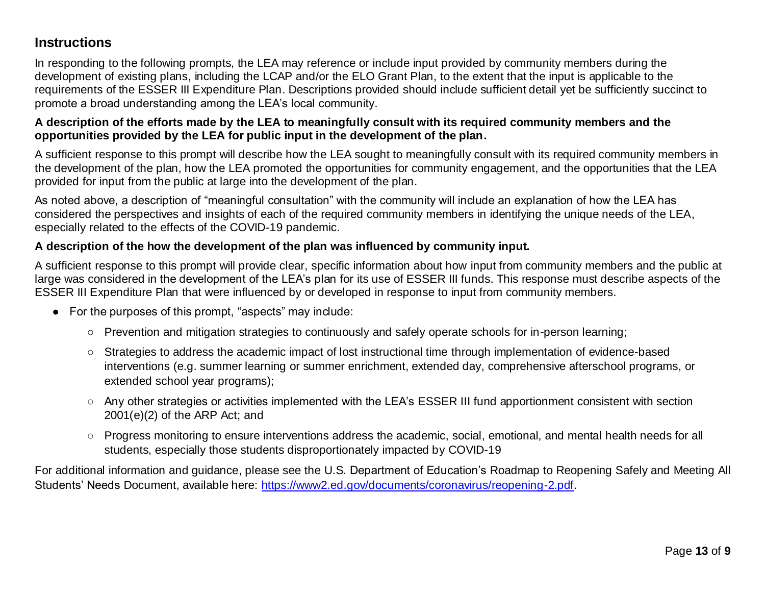## Instructions

In responding to the following prompts, the LEA may reference or include input provided by community members during the development of existing plans, including the LCAP and/or the ELO Grant Plan, to the extent that the input is applicable to the requirements of the ESSER III Expenditure Plan. Descriptions provided should include sufficient detail yet be sufficiently succinct to promote a broad understanding among the LEA's local community.

**A description of the efforts made by the LEA to meaningfully consult with its required community members and the opportunities provided by the LEA for public input in the development of the plan.**

A sufficient response to this prompt will describe how the LEA sought to meaningfully consult with its required community members in the development of the plan, how the LEA promoted the opportunities for community engagement, and the opportunities that the LEA provided for input from the public at large into the development of the plan.

As noted above, a description of "meaningful consultation" with the community will include an explanation of how the LEA has considered the perspectives and insights of each of the required community members in identifying the unique needs of the LEA, especially related to the effects of the COVID-19 pandemic.

**A description of the how the development of the plan was influenced by community input.**

A sufficient response to this prompt will provide clear, specific information about how input from community members and the public at large was considered in the development of the LEA's plan for its use of ESSER III funds. This response must describe aspects of the ESSER III Expenditure Plan that were influenced by or developed in response to input from community members.

- For the purposes of this prompt, "aspects" may include:
  - Prevention and mitigation strategies to continuously and safely operate schools for in-person learning;
  - Strategies to address the academic impact of lost instructional time through implementation of evidence-based interventions (e.g. summer learning or summer enrichment, extended day, comprehensive afterschool programs, or extended school year programs);
  - Any other strategies or activities implemented with the LEA's ESSER III fund apportionment consistent with section 2001(e)(2) of the ARP Act; and
  - Progress monitoring to ensure interventions address the academic, social, emotional, and mental health needs for all students, especially those students disproportionately impacted by COVID-19

For additional information and guidance, please see the U.S. Department of Education's Roadmap to Reopening Safely and Meeting All Students' Needs Document, available here: https://www2.ed.gov/documents/coronavirus/reopening-2.pdf.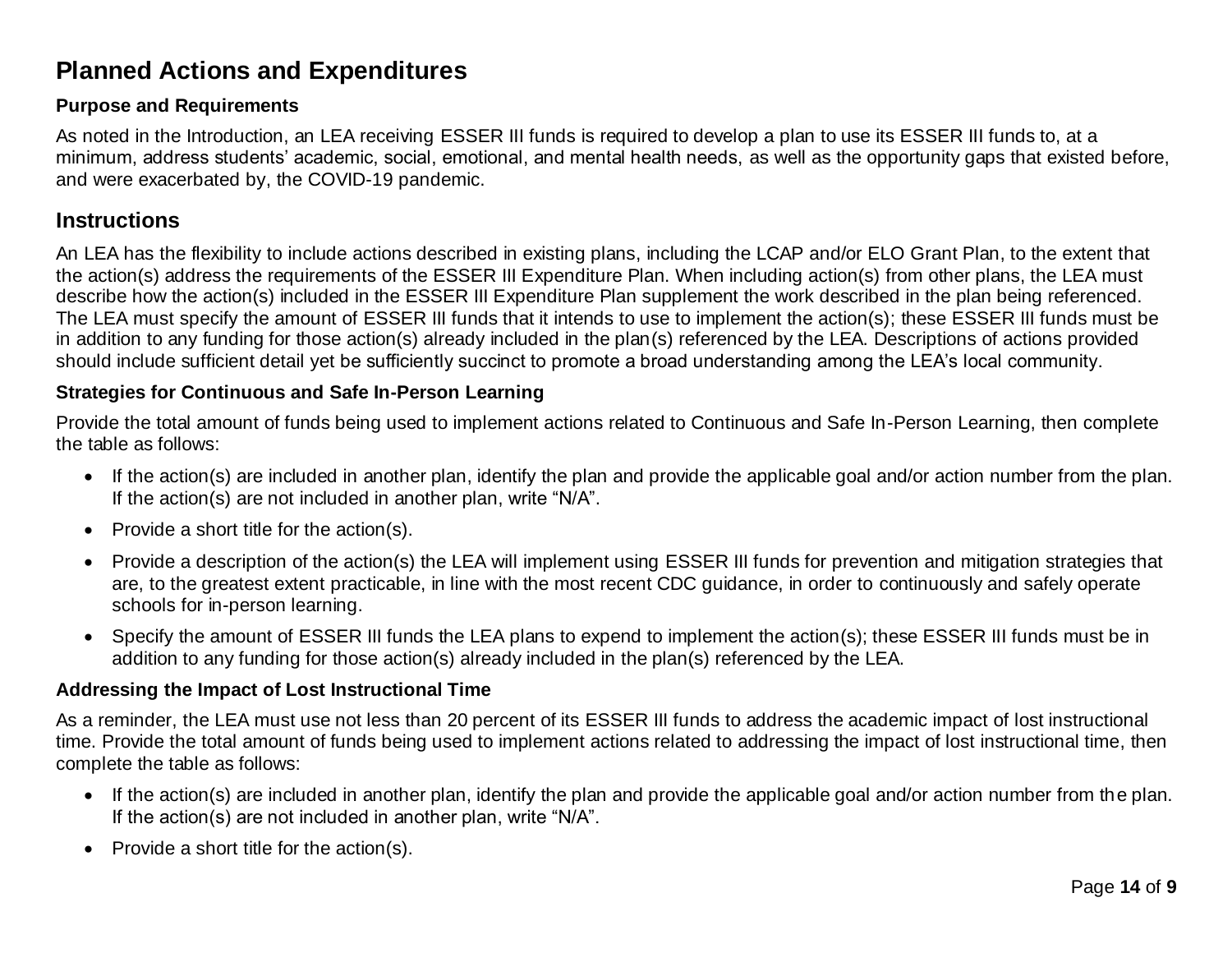# Planned Actions and Expenditures

### Purpose and Requirements

As noted in the Introduction, an LEA receiving ESSER III funds is required to develop a plan to use its ESSER III funds to, at a minimum, address students' academic, social, emotional, and mental health needs, as well as the opportunity gaps that existed before, and were exacerbated by, the COVID-19 pandemic.

## Instructions

An LEA has the flexibility to include actions described in existing plans, including the LCAP and/or ELO Grant Plan, to the extent that the action(s) address the requirements of the ESSER III Expenditure Plan. When including action(s) from other plans, the LEA must describe how the action(s) included in the ESSER III Expenditure Plan supplement the work described in the plan being referenced. The LEA must specify the amount of ESSER III funds that it intends to use to implement the action(s); these ESSER III funds must be in addition to any funding for those action(s) already included in the plan(s) referenced by the LEA. Descriptions of actions provided should include sufficient detail yet be sufficiently succinct to promote a broad understanding among the LEA's local community.

### Strategies for Continuous and Safe In-Person Learning

Provide the total amount of funds being used to implement actions related to Continuous and Safe In-Person Learning, then complete the table as follows:

- If the action(s) are included in another plan, identify the plan and provide the applicable goal and/or action number from the plan. If the action(s) are not included in another plan, write "N/A".
- Provide a short title for the action(s).
- Provide a description of the action(s) the LEA will implement using ESSER III funds for prevention and mitigation strategies that are, to the greatest extent practicable, in line with the most recent CDC guidance, in order to continuously and safely operate schools for in-person learning.
- Specify the amount of ESSER III funds the LEA plans to expend to implement the action(s); these ESSER III funds must be in addition to any funding for those action(s) already included in the plan(s) referenced by the LEA.

### Addressing the Impact of Lost Instructional Time

As a reminder, the LEA must use not less than 20 percent of its ESSER III funds to address the academic impact of lost instructional time. Provide the total amount of funds being used to implement actions related to addressing the impact of lost instructional time, then complete the table as follows:

- If the action(s) are included in another plan, identify the plan and provide the applicable goal and/or action number from the plan. If the action(s) are not included in another plan, write "N/A".
- Provide a short title for the action(s).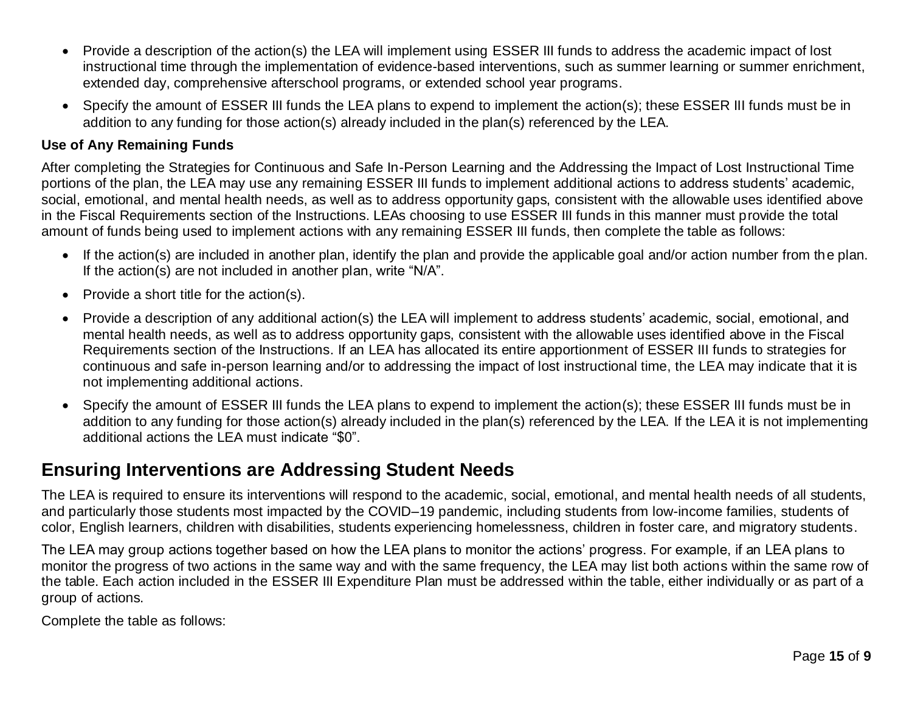- Provide a description of the action(s) the LEA will implement using ESSER III funds to address the academic impact of lost instructional time through the implementation of evidence-based interventions, such as summer learning or summer enrichment, extended day, comprehensive afterschool programs, or extended school year programs.
- Specify the amount of ESSER III funds the LEA plans to expend to implement the action(s); these ESSER III funds must be in addition to any funding for those action(s) already included in the plan(s) referenced by the LEA.

**Use of Any Remaining Funds**

After completing the Strategies for Continuous and Safe In-Person Learning and the Addressing the Impact of Lost Instructional Time portions of the plan, the LEA may use any remaining ESSER III funds to implement additional actions to address students' academic, social, emotional, and mental health needs, as well as to address opportunity gaps, consistent with the allowable uses identified above in the Fiscal Requirements section of the Instructions. LEAs choosing to use ESSER III funds in this manner must provide the total amount of funds being used to implement actions with any remaining ESSER III funds, then complete the table as follows:

- If the action(s) are included in another plan, identify the plan and provide the applicable goal and/or action number from the plan. If the action(s) are not included in another plan, write "N/A".
- Provide a short title for the action(s).
- Provide a description of any additional action(s) the LEA will implement to address students' academic, social, emotional, and mental health needs, as well as to address opportunity gaps, consistent with the allowable uses identified above in the Fiscal Requirements section of the Instructions. If an LEA has allocated its entire apportionment of ESSER III funds to strategies for continuous and safe in-person learning and/or to addressing the impact of lost instructional time, the LEA may indicate that it is not implementing additional actions.
- Specify the amount of ESSER III funds the LEA plans to expend to implement the action(s); these ESSER III funds must be in addition to any funding for those action(s) already included in the plan(s) referenced by the LEA. If the LEA it is not implementing additional actions the LEA must indicate "$0".

## Ensuring Interventions are Addressing Student Needs

The LEA is required to ensure its interventions will respond to the academic, social, emotional, and mental health needs of all students, and particularly those students most impacted by the COVID–19 pandemic, including students from low-income families, students of color, English learners, children with disabilities, students experiencing homelessness, children in foster care, and migratory students.

The LEA may group actions together based on how the LEA plans to monitor the actions' progress. For example, if an LEA plans to monitor the progress of two actions in the same way and with the same frequency, the LEA may list both actions within the same row of the table. Each action included in the ESSER III Expenditure Plan must be addressed within the table, either individually or as part of a group of actions.

Complete the table as follows: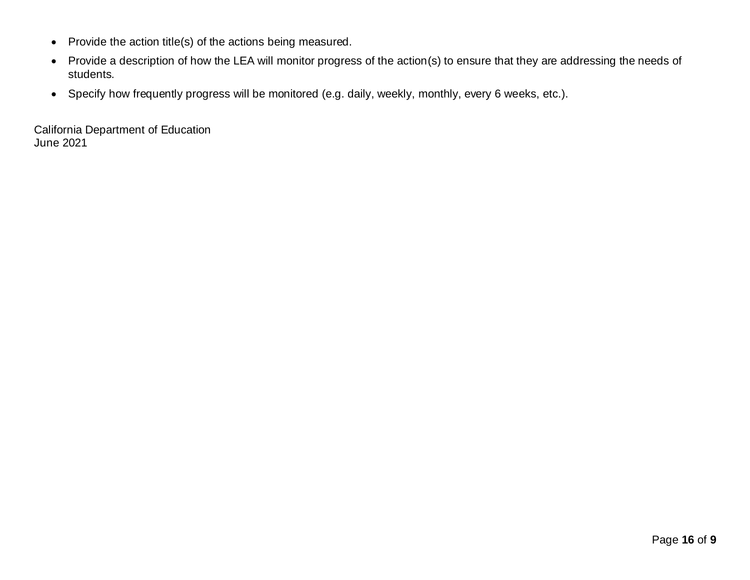- Provide the action title(s) of the actions being measured.
- Provide a description of how the LEA will monitor progress of the action(s) to ensure that they are addressing the needs of students.
- Specify how frequently progress will be monitored (e.g. daily, weekly, monthly, every 6 weeks, etc.).

California Department of Education
June 2021